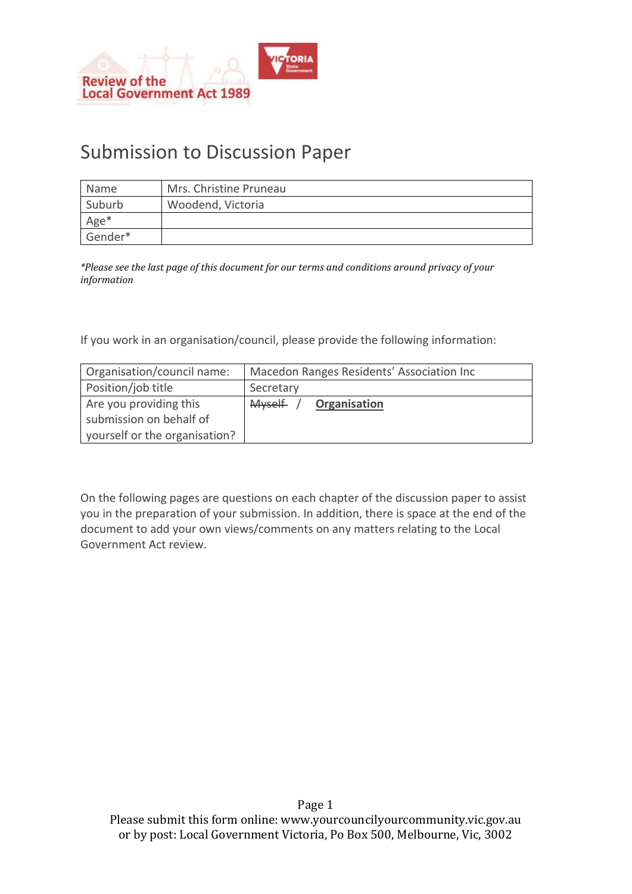# Submission to Discussion Paper

| Name | Mrs. Christine Pruneau |
|---|---|
| Suburb | Woodend, Victoria |
| Age* | |
| Gender* | |

*\*Please see the last page of this document for our terms and conditions around privacy of your information*

If you work in an organisation/council, please provide the following information:

| Organisation/council name: | Macedon Ranges Residents' Association Inc |
|---|---|
| Position/job title | Secretary |
| Are you providing this submission on behalf of yourself or the organisation? | ~~Myself~~ / **Organisation** |

On the following pages are questions on each chapter of the discussion paper to assist you in the preparation of your submission. In addition, there is space at the end of the document to add your own views/comments on any matters relating to the Local Government Act review.

Please submit this form online: www.yourcouncilyourcommunity.vic.gov.au
or by post: Local Government Victoria, Po Box 500, Melbourne, Vic, 3002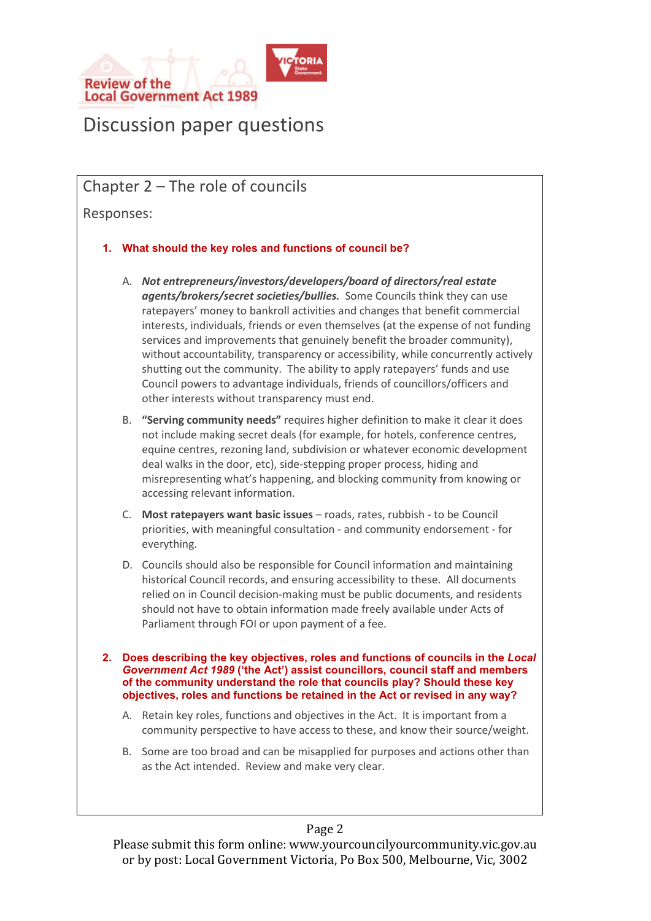# Review of the Local Government Act 1989

# Discussion paper questions

## Chapter 2 – The role of councils

Responses:

1. **What should the key roles and functions of council be?**

   A. ***Not entrepreneurs/investors/developers/board of directors/real estate agents/brokers/secret societies/bullies.*** Some Councils think they can use ratepayers' money to bankroll activities and changes that benefit commercial interests, individuals, friends or even themselves (at the expense of not funding services and improvements that genuinely benefit the broader community), without accountability, transparency or accessibility, while concurrently actively shutting out the community. The ability to apply ratepayers' funds and use Council powers to advantage individuals, friends of councillors/officers and other interests without transparency must end.

   B. **"Serving community needs"** requires higher definition to make it clear it does not include making secret deals (for example, for hotels, conference centres, equine centres, rezoning land, subdivision or whatever economic development deal walks in the door, etc), side-stepping proper process, hiding and misrepresenting what's happening, and blocking community from knowing or accessing relevant information.

   C. **Most ratepayers want basic issues** – roads, rates, rubbish - to be Council priorities, with meaningful consultation - and community endorsement - for everything.

   D. Councils should also be responsible for Council information and maintaining historical Council records, and ensuring accessibility to these. All documents relied on in Council decision-making must be public documents, and residents should not have to obtain information made freely available under Acts of Parliament through FOI or upon payment of a fee.

2. **Does describing the key objectives, roles and functions of councils in the *Local Government Act 1989* ('the Act') assist councillors, council staff and members of the community understand the role that councils play? Should these key objectives, roles and functions be retained in the Act or revised in any way?**

   A. Retain key roles, functions and objectives in the Act. It is important from a community perspective to have access to these, and know their source/weight.

   B. Some are too broad and can be misapplied for purposes and actions other than as the Act intended. Review and make very clear.

Please submit this form online: www.yourcouncilyourcommunity.vic.gov.au or by post: Local Government Victoria, Po Box 500, Melbourne, Vic, 3002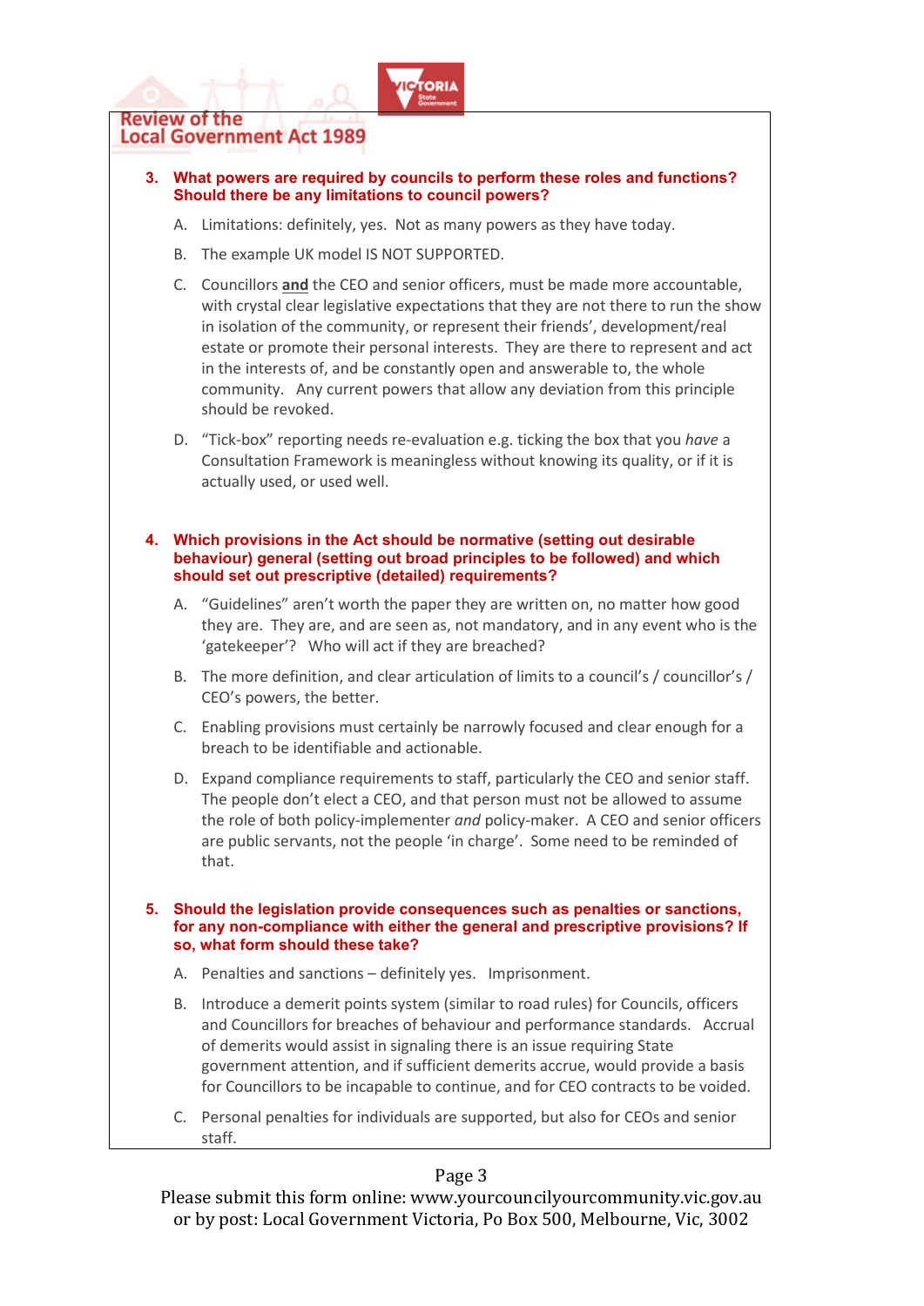**3. What powers are required by councils to perform these roles and functions? Should there be any limitations to council powers?**

A. Limitations: definitely, yes. Not as many powers as they have today.

B. The example UK model IS NOT SUPPORTED.

C. Councillors **and** the CEO and senior officers, must be made more accountable, with crystal clear legislative expectations that they are not there to run the show in isolation of the community, or represent their friends', development/real estate or promote their personal interests. They are there to represent and act in the interests of, and be constantly open and answerable to, the whole community. Any current powers that allow any deviation from this principle should be revoked.

D. "Tick-box" reporting needs re-evaluation e.g. ticking the box that you *have* a Consultation Framework is meaningless without knowing its quality, or if it is actually used, or used well.

**4. Which provisions in the Act should be normative (setting out desirable behaviour) general (setting out broad principles to be followed) and which should set out prescriptive (detailed) requirements?**

A. "Guidelines" aren't worth the paper they are written on, no matter how good they are. They are, and are seen as, not mandatory, and in any event who is the 'gatekeeper'? Who will act if they are breached?

B. The more definition, and clear articulation of limits to a council's / councillor's / CEO's powers, the better.

C. Enabling provisions must certainly be narrowly focused and clear enough for a breach to be identifiable and actionable.

D. Expand compliance requirements to staff, particularly the CEO and senior staff. The people don't elect a CEO, and that person must not be allowed to assume the role of both policy-implementer *and* policy-maker. A CEO and senior officers are public servants, not the people 'in charge'. Some need to be reminded of that.

**5. Should the legislation provide consequences such as penalties or sanctions, for any non-compliance with either the general and prescriptive provisions? If so, what form should these take?**

A. Penalties and sanctions – definitely yes. Imprisonment.

B. Introduce a demerit points system (similar to road rules) for Councils, officers and Councillors for breaches of behaviour and performance standards. Accrual of demerits would assist in signaling there is an issue requiring State government attention, and if sufficient demerits accrue, would provide a basis for Councillors to be incapable to continue, and for CEO contracts to be voided.

C. Personal penalties for individuals are supported, but also for CEOs and senior staff.

Please submit this form online: www.yourcouncilyourcommunity.vic.gov.au or by post: Local Government Victoria, Po Box 500, Melbourne, Vic, 3002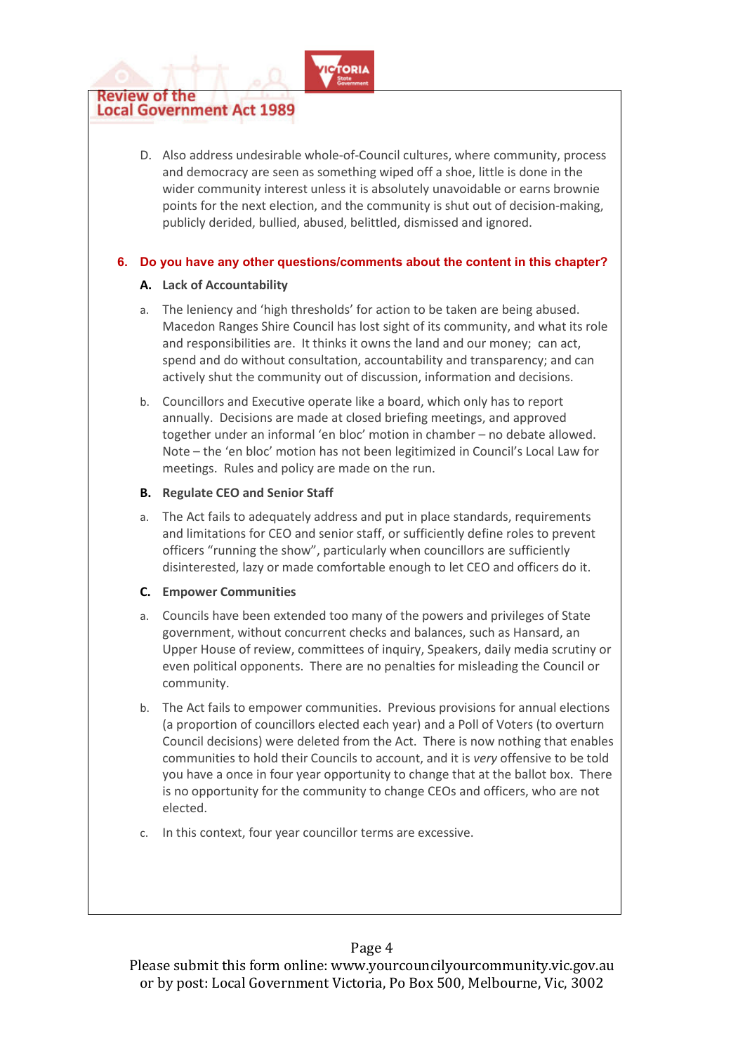D. Also address undesirable whole-of-Council cultures, where community, process and democracy are seen as something wiped off a shoe, little is done in the wider community interest unless it is absolutely unavoidable or earns brownie points for the next election, and the community is shut out of decision-making, publicly derided, bullied, abused, belittled, dismissed and ignored.

**6. Do you have any other questions/comments about the content in this chapter?**

**A. Lack of Accountability**

a. The leniency and 'high thresholds' for action to be taken are being abused. Macedon Ranges Shire Council has lost sight of its community, and what its role and responsibilities are. It thinks it owns the land and our money; can act, spend and do without consultation, accountability and transparency; and can actively shut the community out of discussion, information and decisions.

b. Councillors and Executive operate like a board, which only has to report annually. Decisions are made at closed briefing meetings, and approved together under an informal 'en bloc' motion in chamber – no debate allowed. Note – the 'en bloc' motion has not been legitimized in Council's Local Law for meetings. Rules and policy are made on the run.

**B. Regulate CEO and Senior Staff**

a. The Act fails to adequately address and put in place standards, requirements and limitations for CEO and senior staff, or sufficiently define roles to prevent officers "running the show", particularly when councillors are sufficiently disinterested, lazy or made comfortable enough to let CEO and officers do it.

**C. Empower Communities**

a. Councils have been extended too many of the powers and privileges of State government, without concurrent checks and balances, such as Hansard, an Upper House of review, committees of inquiry, Speakers, daily media scrutiny or even political opponents. There are no penalties for misleading the Council or community.

b. The Act fails to empower communities. Previous provisions for annual elections (a proportion of councillors elected each year) and a Poll of Voters (to overturn Council decisions) were deleted from the Act. There is now nothing that enables communities to hold their Councils to account, and it is *very* offensive to be told you have a once in four year opportunity to change that at the ballot box. There is no opportunity for the community to change CEOs and officers, who are not elected.

c. In this context, four year councillor terms are excessive.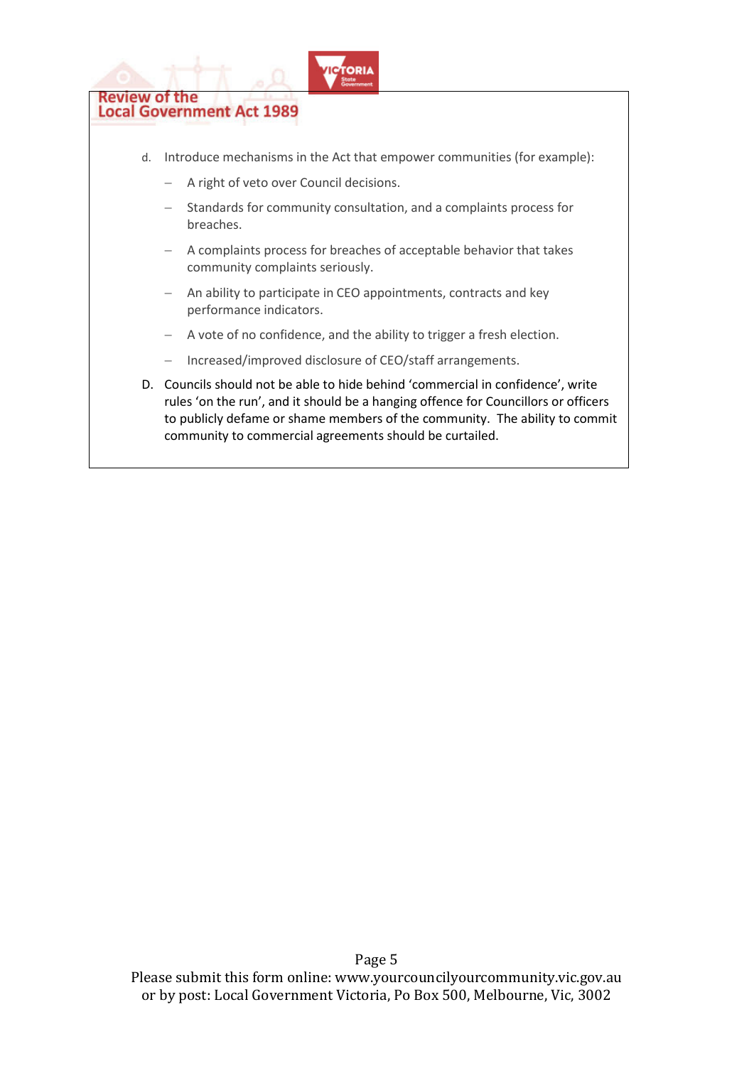d. Introduce mechanisms in the Act that empower communities (for example):

   - A right of veto over Council decisions.
   - Standards for community consultation, and a complaints process for breaches.
   - A complaints process for breaches of acceptable behavior that takes community complaints seriously.
   - An ability to participate in CEO appointments, contracts and key performance indicators.
   - A vote of no confidence, and the ability to trigger a fresh election.
   - Increased/improved disclosure of CEO/staff arrangements.

D. Councils should not be able to hide behind 'commercial in confidence', write rules 'on the run', and it should be a hanging offence for Councillors or officers to publicly defame or shame members of the community. The ability to commit community to commercial agreements should be curtailed.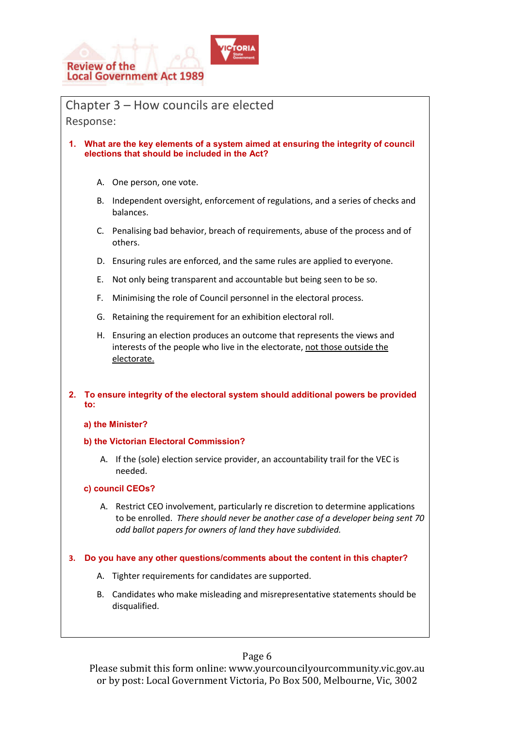## Chapter 3 – How councils are elected

Response:

**1. What are the key elements of a system aimed at ensuring the integrity of council elections that should be included in the Act?**

A. One person, one vote.

B. Independent oversight, enforcement of regulations, and a series of checks and balances.

C. Penalising bad behavior, breach of requirements, abuse of the process and of others.

D. Ensuring rules are enforced, and the same rules are applied to everyone.

E. Not only being transparent and accountable but being seen to be so.

F. Minimising the role of Council personnel in the electoral process.

G. Retaining the requirement for an exhibition electoral roll.

H. Ensuring an election produces an outcome that represents the views and interests of the people who live in the electorate, <u>not those outside the electorate.</u>

**2. To ensure integrity of the electoral system should additional powers be provided to:**

**a) the Minister?**

**b) the Victorian Electoral Commission?**

A. If the (sole) election service provider, an accountability trail for the VEC is needed.

**c) council CEOs?**

A. Restrict CEO involvement, particularly re discretion to determine applications to be enrolled. *There should never be another case of a developer being sent 70 odd ballot papers for owners of land they have subdivided.*

**3. Do you have any other questions/comments about the content in this chapter?**

A. Tighter requirements for candidates are supported.

B. Candidates who make misleading and misrepresentative statements should be disqualified.

Please submit this form online: www.yourcouncilyourcommunity.vic.gov.au
or by post: Local Government Victoria, Po Box 500, Melbourne, Vic, 3002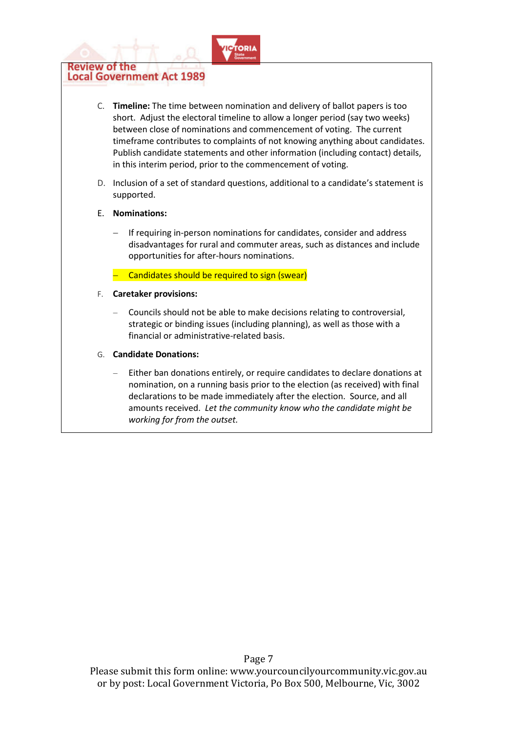C. **Timeline:** The time between nomination and delivery of ballot papers is too short. Adjust the electoral timeline to allow a longer period (say two weeks) between close of nominations and commencement of voting. The current timeframe contributes to complaints of not knowing anything about candidates. Publish candidate statements and other information (including contact) details, in this interim period, prior to the commencement of voting.

D. Inclusion of a set of standard questions, additional to a candidate's statement is supported.

E. **Nominations:**

   - If requiring in-person nominations for candidates, consider and address disadvantages for rural and commuter areas, such as distances and include opportunities for after-hours nominations.
   - Candidates should be required to sign (swear)

F. **Caretaker provisions:**

   - Councils should not be able to make decisions relating to controversial, strategic or binding issues (including planning), as well as those with a financial or administrative-related basis.

G. **Candidate Donations:**

   - Either ban donations entirely, or require candidates to declare donations at nomination, on a running basis prior to the election (as received) with final declarations to be made immediately after the election. Source, and all amounts received. *Let the community know who the candidate might be working for from the outset.*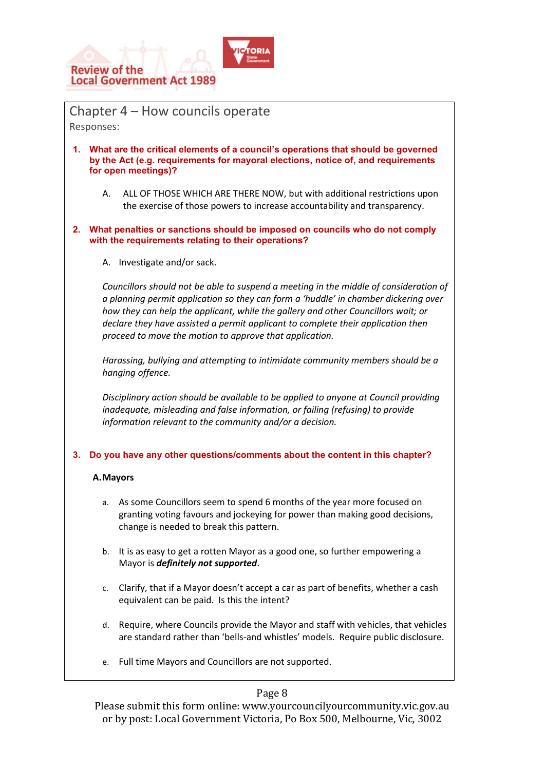## Chapter 4 – How councils operate

Responses:

**1. What are the critical elements of a council's operations that should be governed by the Act (e.g. requirements for mayoral elections, notice of, and requirements for open meetings)?**

A. ALL OF THOSE WHICH ARE THERE NOW, but with additional restrictions upon the exercise of those powers to increase accountability and transparency.

**2. What penalties or sanctions should be imposed on councils who do not comply with the requirements relating to their operations?**

A. Investigate and/or sack.

*Councillors should not be able to suspend a meeting in the middle of consideration of a planning permit application so they can form a 'huddle' in chamber dickering over how they can help the applicant, while the gallery and other Councillors wait; or declare they have assisted a permit applicant to complete their application then proceed to move the motion to approve that application.*

*Harassing, bullying and attempting to intimidate community members should be a hanging offence.*

*Disciplinary action should be available to be applied to anyone at Council providing inadequate, misleading and false information, or failing (refusing) to provide information relevant to the community and/or a decision.*

**3. Do you have any other questions/comments about the content in this chapter?**

**A. Mayors**

a. As some Councillors seem to spend 6 months of the year more focused on granting voting favours and jockeying for power than making good decisions, change is needed to break this pattern.

b. It is as easy to get a rotten Mayor as a good one, so further empowering a Mayor is ***definitely not supported***.

c. Clarify, that if a Mayor doesn't accept a car as part of benefits, whether a cash equivalent can be paid. Is this the intent?

d. Require, where Councils provide the Mayor and staff with vehicles, that vehicles are standard rather than 'bells-and whistles' models. Require public disclosure.

e. Full time Mayors and Councillors are not supported.

Please submit this form online: www.yourcouncilyourcommunity.vic.gov.au
or by post: Local Government Victoria, Po Box 500, Melbourne, Vic, 3002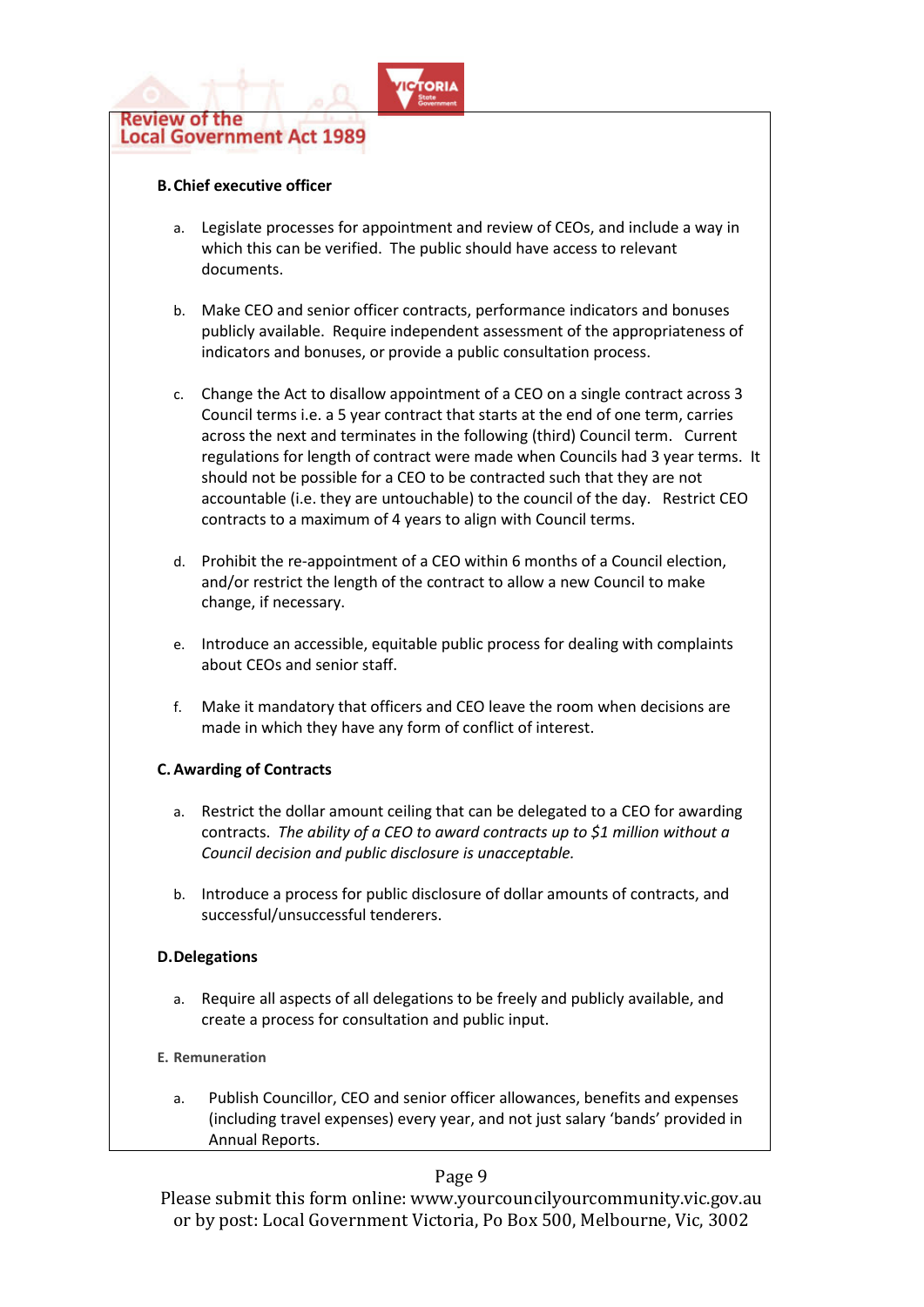### B. Chief executive officer

a. Legislate processes for appointment and review of CEOs, and include a way in which this can be verified. The public should have access to relevant documents.

b. Make CEO and senior officer contracts, performance indicators and bonuses publicly available. Require independent assessment of the appropriateness of indicators and bonuses, or provide a public consultation process.

c. Change the Act to disallow appointment of a CEO on a single contract across 3 Council terms i.e. a 5 year contract that starts at the end of one term, carries across the next and terminates in the following (third) Council term. Current regulations for length of contract were made when Councils had 3 year terms. It should not be possible for a CEO to be contracted such that they are not accountable (i.e. they are untouchable) to the council of the day. Restrict CEO contracts to a maximum of 4 years to align with Council terms.

d. Prohibit the re-appointment of a CEO within 6 months of a Council election, and/or restrict the length of the contract to allow a new Council to make change, if necessary.

e. Introduce an accessible, equitable public process for dealing with complaints about CEOs and senior staff.

f. Make it mandatory that officers and CEO leave the room when decisions are made in which they have any form of conflict of interest.

### C. Awarding of Contracts

a. Restrict the dollar amount ceiling that can be delegated to a CEO for awarding contracts. *The ability of a CEO to award contracts up to $1 million without a Council decision and public disclosure is unacceptable.*

b. Introduce a process for public disclosure of dollar amounts of contracts, and successful/unsuccessful tenderers.

### D. Delegations

a. Require all aspects of all delegations to be freely and publicly available, and create a process for consultation and public input.

### E. Remuneration

a. Publish Councillor, CEO and senior officer allowances, benefits and expenses (including travel expenses) every year, and not just salary 'bands' provided in Annual Reports.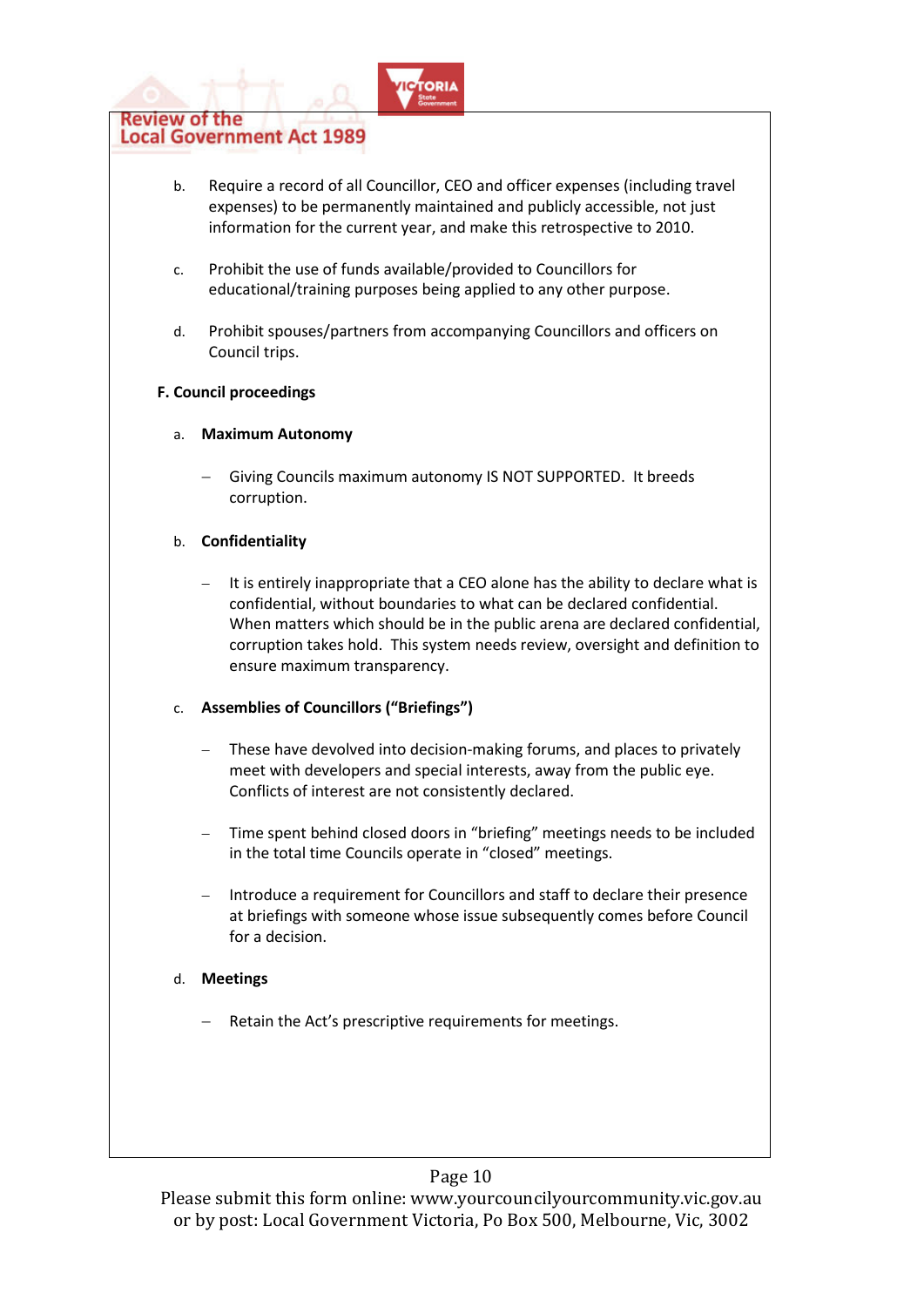b. Require a record of all Councillor, CEO and officer expenses (including travel expenses) to be permanently maintained and publicly accessible, not just information for the current year, and make this retrospective to 2010.

c. Prohibit the use of funds available/provided to Councillors for educational/training purposes being applied to any other purpose.

d. Prohibit spouses/partners from accompanying Councillors and officers on Council trips.

**F. Council proceedings**

a. **Maximum Autonomy**

- Giving Councils maximum autonomy IS NOT SUPPORTED. It breeds corruption.

b. **Confidentiality**

- It is entirely inappropriate that a CEO alone has the ability to declare what is confidential, without boundaries to what can be declared confidential. When matters which should be in the public arena are declared confidential, corruption takes hold. This system needs review, oversight and definition to ensure maximum transparency.

c. **Assemblies of Councillors ("Briefings")**

- These have devolved into decision-making forums, and places to privately meet with developers and special interests, away from the public eye. Conflicts of interest are not consistently declared.
- Time spent behind closed doors in "briefing" meetings needs to be included in the total time Councils operate in "closed" meetings.
- Introduce a requirement for Councillors and staff to declare their presence at briefings with someone whose issue subsequently comes before Council for a decision.

d. **Meetings**

- Retain the Act's prescriptive requirements for meetings.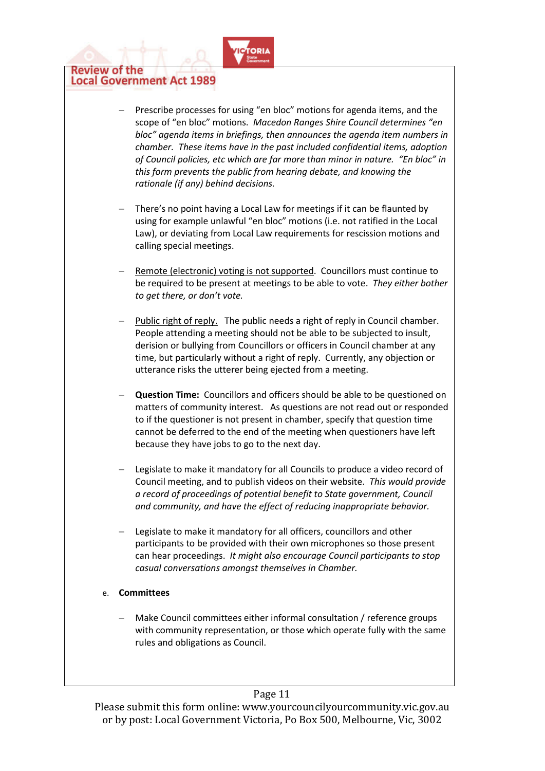- Prescribe processes for using "en bloc" motions for agenda items, and the scope of "en bloc" motions. *Macedon Ranges Shire Council determines "en bloc" agenda items in briefings, then announces the agenda item numbers in chamber. These items have in the past included confidential items, adoption of Council policies, etc which are far more than minor in nature. "En bloc" in this form prevents the public from hearing debate, and knowing the rationale (if any) behind decisions.*

- There's no point having a Local Law for meetings if it can be flaunted by using for example unlawful "en bloc" motions (i.e. not ratified in the Local Law), or deviating from Local Law requirements for rescission motions and calling special meetings.

- <u>Remote (electronic) voting is not supported</u>. Councillors must continue to be required to be present at meetings to be able to vote. *They either bother to get there, or don't vote.*

- <u>Public right of reply.</u> The public needs a right of reply in Council chamber. People attending a meeting should not be able to be subjected to insult, derision or bullying from Councillors or officers in Council chamber at any time, but particularly without a right of reply. Currently, any objection or utterance risks the utterer being ejected from a meeting.

- **Question Time:** Councillors and officers should be able to be questioned on matters of community interest. As questions are not read out or responded to if the questioner is not present in chamber, specify that question time cannot be deferred to the end of the meeting when questioners have left because they have jobs to go to the next day.

- Legislate to make it mandatory for all Councils to produce a video record of Council meeting, and to publish videos on their website. *This would provide a record of proceedings of potential benefit to State government, Council and community, and have the effect of reducing inappropriate behavior.*

- Legislate to make it mandatory for all officers, councillors and other participants to be provided with their own microphones so those present can hear proceedings. *It might also encourage Council participants to stop casual conversations amongst themselves in Chamber.*

e. **Committees**

- Make Council committees either informal consultation / reference groups with community representation, or those which operate fully with the same rules and obligations as Council.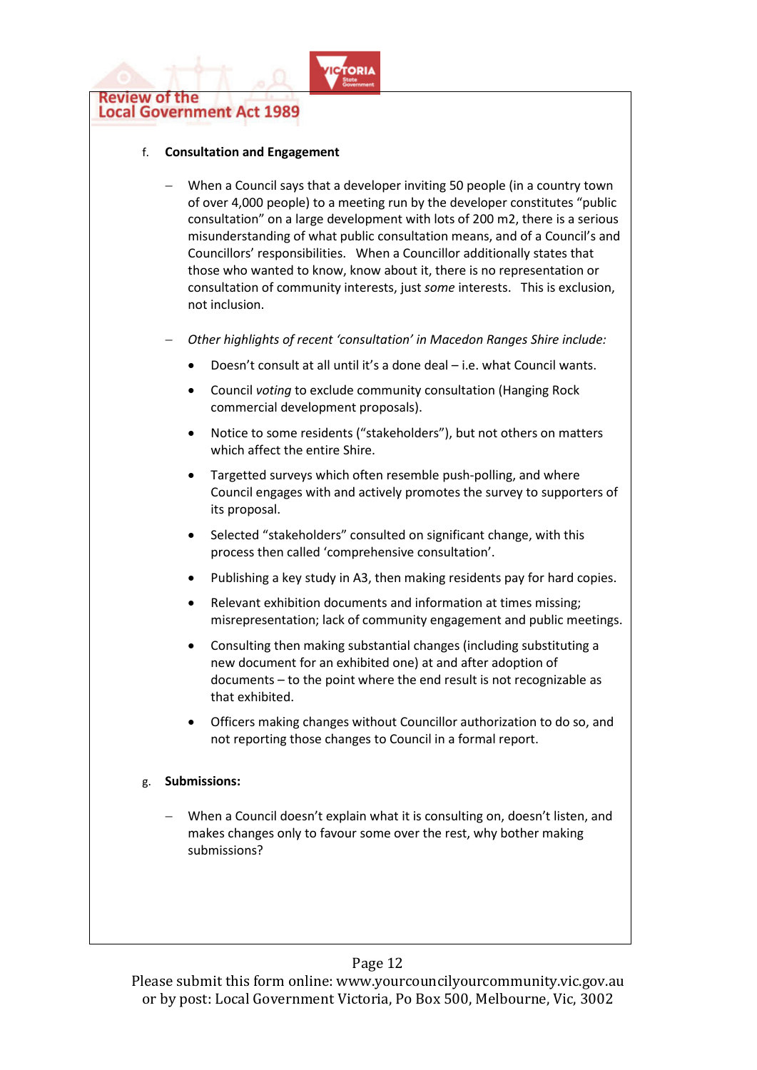f. **Consultation and Engagement**

- When a Council says that a developer inviting 50 people (in a country town of over 4,000 people) to a meeting run by the developer constitutes "public consultation" on a large development with lots of 200 m2, there is a serious misunderstanding of what public consultation means, and of a Council's and Councillors' responsibilities. When a Councillor additionally states that those who wanted to know, know about it, there is no representation or consultation of community interests, just *some* interests. This is exclusion, not inclusion.

- *Other highlights of recent 'consultation' in Macedon Ranges Shire include:*
  - Doesn't consult at all until it's a done deal – i.e. what Council wants.
  - Council *voting* to exclude community consultation (Hanging Rock commercial development proposals).
  - Notice to some residents ("stakeholders"), but not others on matters which affect the entire Shire.
  - Targetted surveys which often resemble push-polling, and where Council engages with and actively promotes the survey to supporters of its proposal.
  - Selected "stakeholders" consulted on significant change, with this process then called 'comprehensive consultation'.
  - Publishing a key study in A3, then making residents pay for hard copies.
  - Relevant exhibition documents and information at times missing; misrepresentation; lack of community engagement and public meetings.
  - Consulting then making substantial changes (including substituting a new document for an exhibited one) at and after adoption of documents – to the point where the end result is not recognizable as that exhibited.
  - Officers making changes without Councillor authorization to do so, and not reporting those changes to Council in a formal report.

g. **Submissions:**

- When a Council doesn't explain what it is consulting on, doesn't listen, and makes changes only to favour some over the rest, why bother making submissions?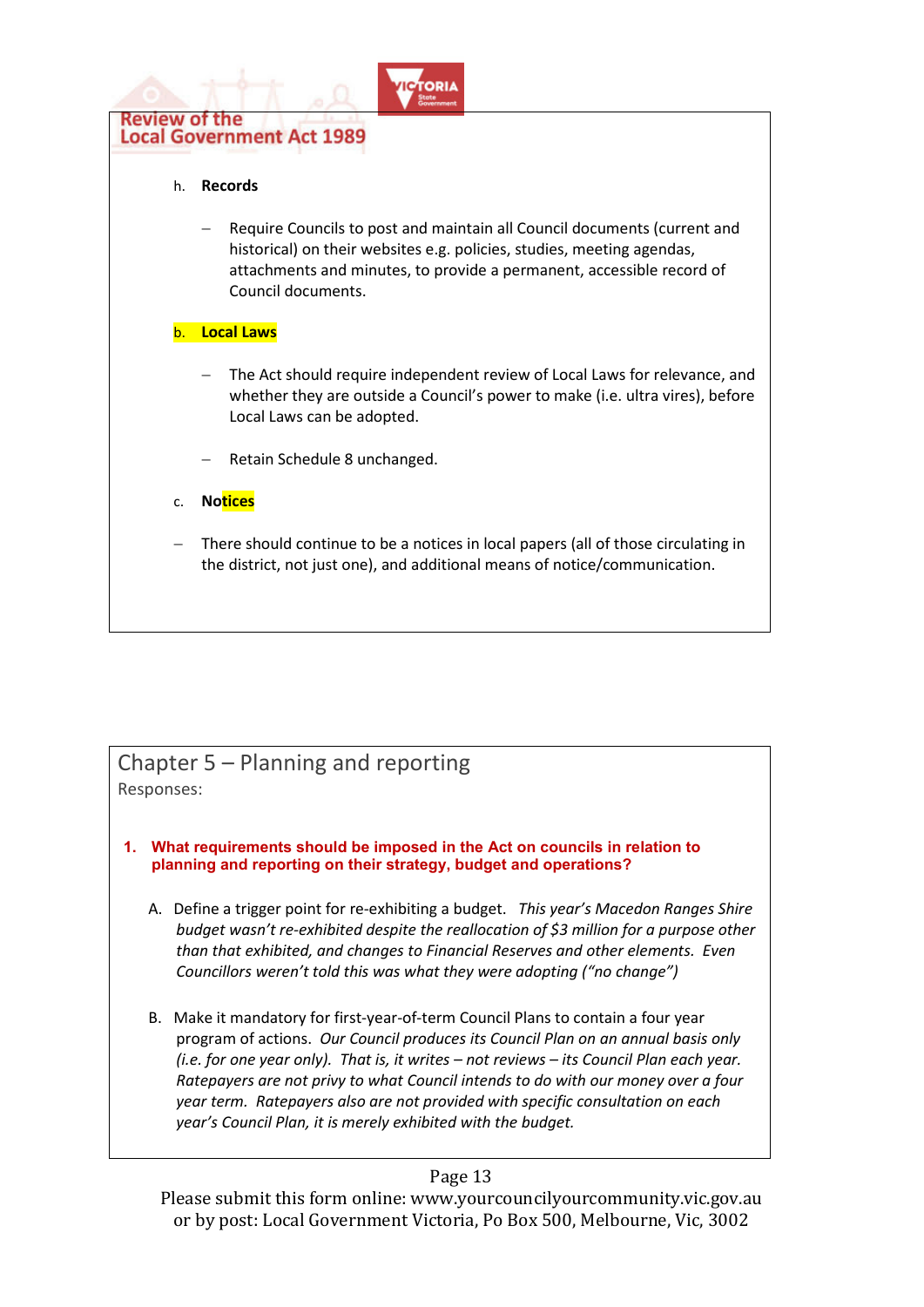h. **Records**

- Require Councils to post and maintain all Council documents (current and historical) on their websites e.g. policies, studies, meeting agendas, attachments and minutes, to provide a permanent, accessible record of Council documents.

b. **Local Laws**

- The Act should require independent review of Local Laws for relevance, and whether they are outside a Council's power to make (i.e. ultra vires), before Local Laws can be adopted.

- Retain Schedule 8 unchanged.

c. **Notices**

- There should continue to be a notices in local papers (all of those circulating in the district, not just one), and additional means of notice/communication.

## Chapter 5 – Planning and reporting

Responses:

**1. What requirements should be imposed in the Act on councils in relation to planning and reporting on their strategy, budget and operations?**

A. Define a trigger point for re-exhibiting a budget. *This year's Macedon Ranges Shire budget wasn't re-exhibited despite the reallocation of $3 million for a purpose other than that exhibited, and changes to Financial Reserves and other elements. Even Councillors weren't told this was what they were adopting ("no change")*

B. Make it mandatory for first-year-of-term Council Plans to contain a four year program of actions. *Our Council produces its Council Plan on an annual basis only (i.e. for one year only). That is, it writes – not reviews – its Council Plan each year. Ratepayers are not privy to what Council intends to do with our money over a four year term. Ratepayers also are not provided with specific consultation on each year's Council Plan, it is merely exhibited with the budget.*

Please submit this form online: www.yourcouncilyourcommunity.vic.gov.au or by post: Local Government Victoria, Po Box 500, Melbourne, Vic, 3002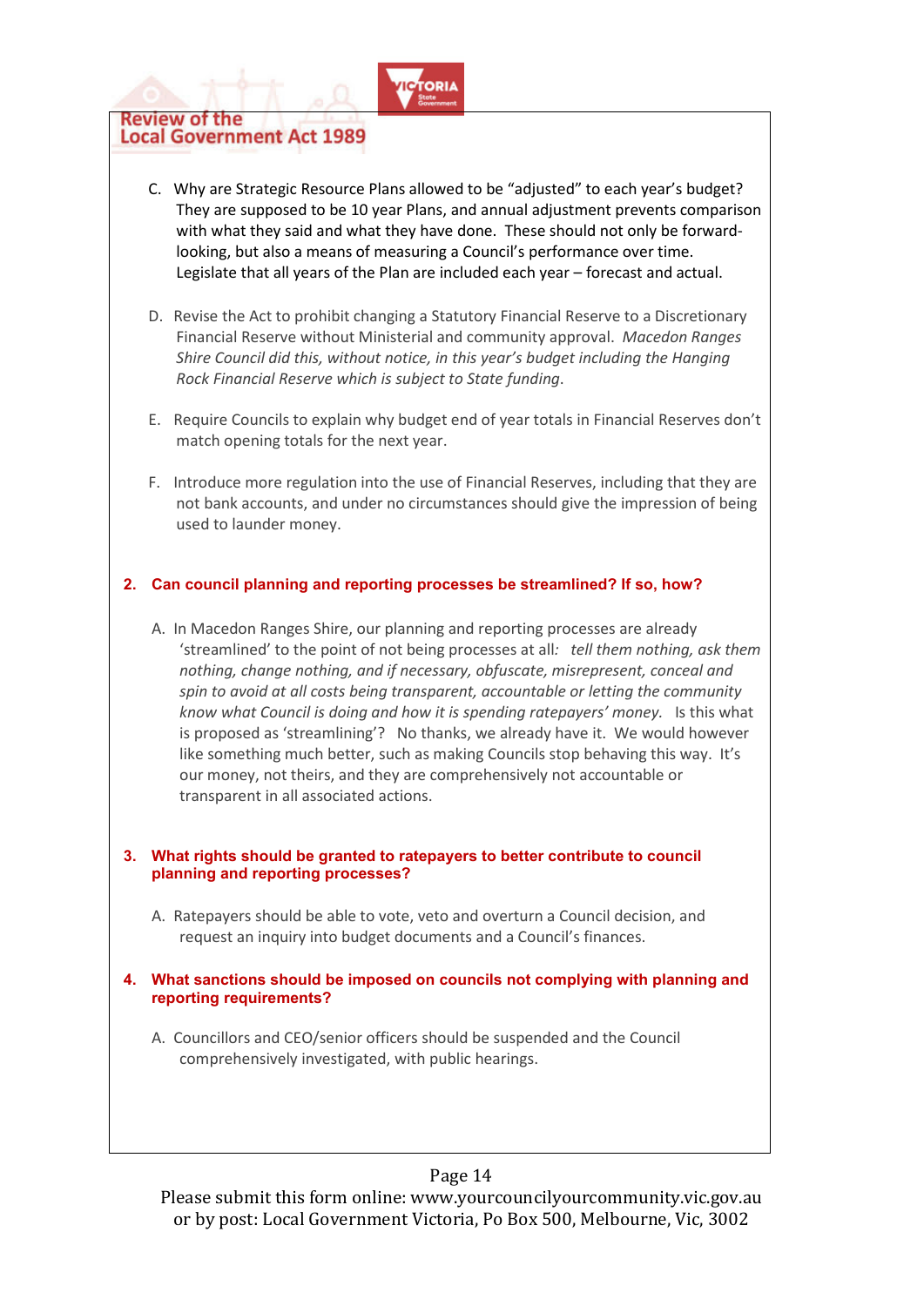C. Why are Strategic Resource Plans allowed to be "adjusted" to each year's budget? They are supposed to be 10 year Plans, and annual adjustment prevents comparison with what they said and what they have done. These should not only be forward-looking, but also a means of measuring a Council's performance over time. Legislate that all years of the Plan are included each year – forecast and actual.

D. Revise the Act to prohibit changing a Statutory Financial Reserve to a Discretionary Financial Reserve without Ministerial and community approval. *Macedon Ranges Shire Council did this, without notice, in this year's budget including the Hanging Rock Financial Reserve which is subject to State funding*.

E. Require Councils to explain why budget end of year totals in Financial Reserves don't match opening totals for the next year.

F. Introduce more regulation into the use of Financial Reserves, including that they are not bank accounts, and under no circumstances should give the impression of being used to launder money.

## 2. Can council planning and reporting processes be streamlined? If so, how?

A. In Macedon Ranges Shire, our planning and reporting processes are already 'streamlined' to the point of not being processes at all: *tell them nothing, ask them nothing, change nothing, and if necessary, obfuscate, misrepresent, conceal and spin to avoid at all costs being transparent, accountable or letting the community know what Council is doing and how it is spending ratepayers' money.* Is this what is proposed as 'streamlining'? No thanks, we already have it. We would however like something much better, such as making Councils stop behaving this way. It's our money, not theirs, and they are comprehensively not accountable or transparent in all associated actions.

## 3. What rights should be granted to ratepayers to better contribute to council planning and reporting processes?

A. Ratepayers should be able to vote, veto and overturn a Council decision, and request an inquiry into budget documents and a Council's finances.

## 4. What sanctions should be imposed on councils not complying with planning and reporting requirements?

A. Councillors and CEO/senior officers should be suspended and the Council comprehensively investigated, with public hearings.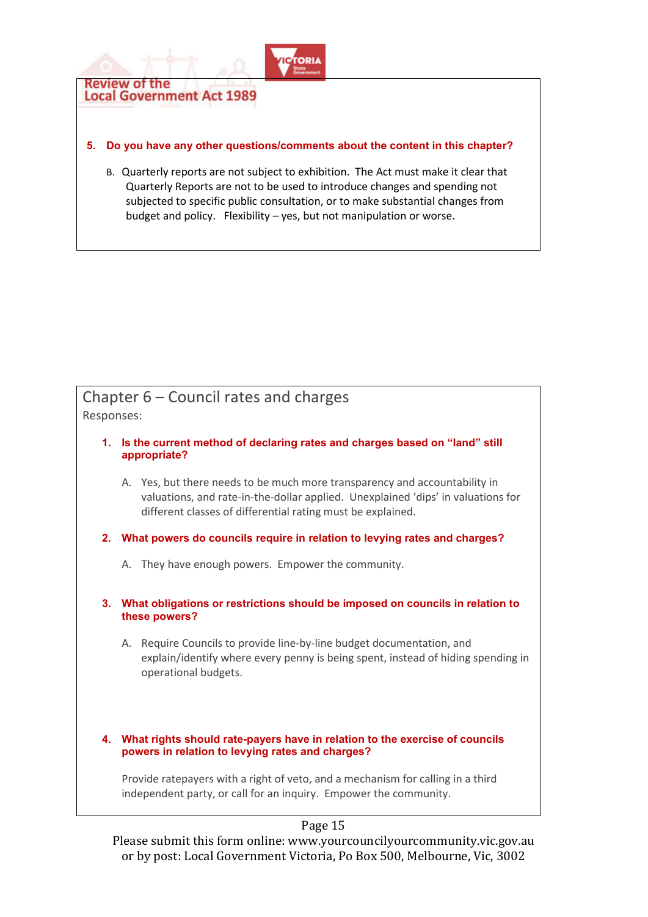**5. Do you have any other questions/comments about the content in this chapter?**

B. Quarterly reports are not subject to exhibition. The Act must make it clear that Quarterly Reports are not to be used to introduce changes and spending not subjected to specific public consultation, or to make substantial changes from budget and policy. Flexibility – yes, but not manipulation or worse.

## Chapter 6 – Council rates and charges

Responses:

**1. Is the current method of declaring rates and charges based on "land" still appropriate?**

A. Yes, but there needs to be much more transparency and accountability in valuations, and rate-in-the-dollar applied. Unexplained 'dips' in valuations for different classes of differential rating must be explained.

**2. What powers do councils require in relation to levying rates and charges?**

A. They have enough powers. Empower the community.

**3. What obligations or restrictions should be imposed on councils in relation to these powers?**

A. Require Councils to provide line-by-line budget documentation, and explain/identify where every penny is being spent, instead of hiding spending in operational budgets.

**4. What rights should rate-payers have in relation to the exercise of councils powers in relation to levying rates and charges?**

Provide ratepayers with a right of veto, and a mechanism for calling in a third independent party, or call for an inquiry. Empower the community.

Please submit this form online: www.yourcouncilyourcommunity.vic.gov.au
or by post: Local Government Victoria, Po Box 500, Melbourne, Vic, 3002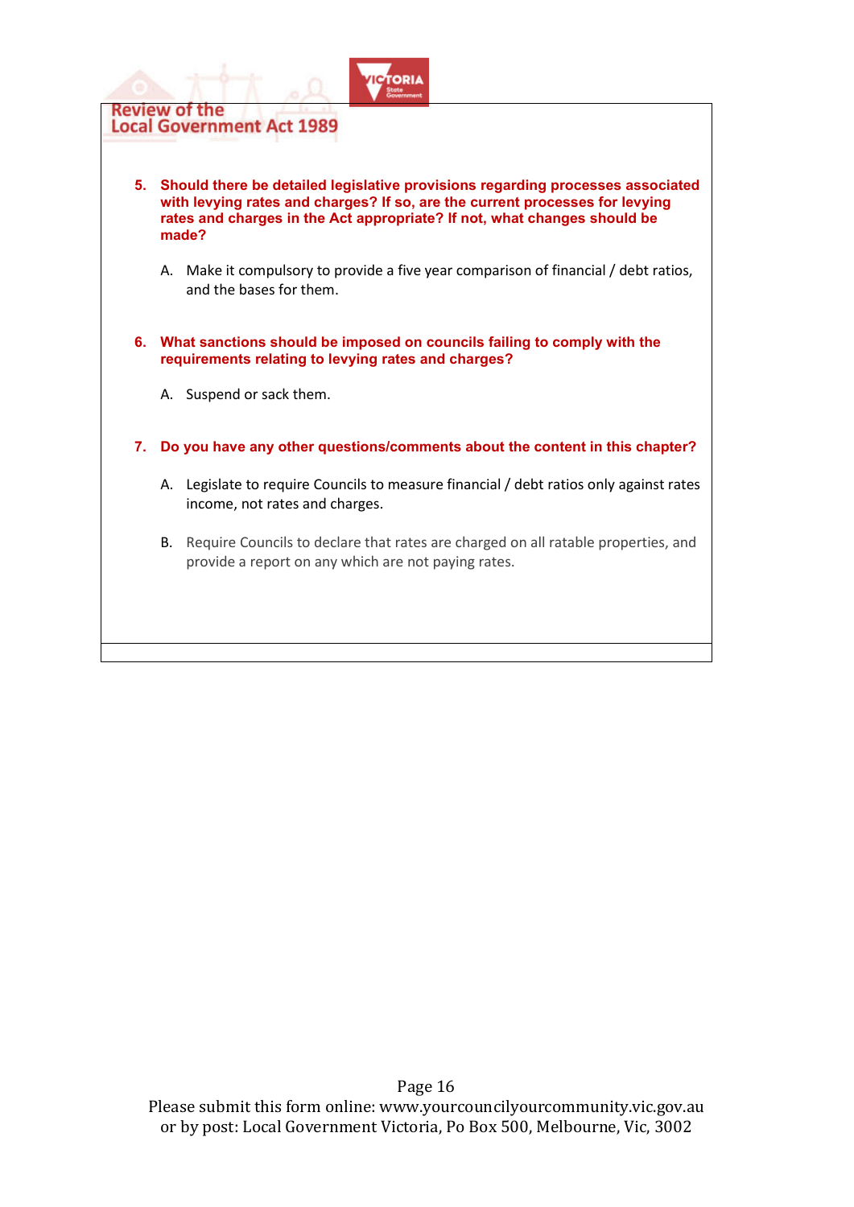5. **Should there be detailed legislative provisions regarding processes associated with levying rates and charges? If so, are the current processes for levying rates and charges in the Act appropriate? If not, what changes should be made?**

   A. Make it compulsory to provide a five year comparison of financial / debt ratios, and the bases for them.

6. **What sanctions should be imposed on councils failing to comply with the requirements relating to levying rates and charges?**

   A. Suspend or sack them.

7. **Do you have any other questions/comments about the content in this chapter?**

   A. Legislate to require Councils to measure financial / debt ratios only against rates income, not rates and charges.

   B. Require Councils to declare that rates are charged on all ratable properties, and provide a report on any which are not paying rates.

Please submit this form online: www.yourcouncilyourcommunity.vic.gov.au
or by post: Local Government Victoria, Po Box 500, Melbourne, Vic, 3002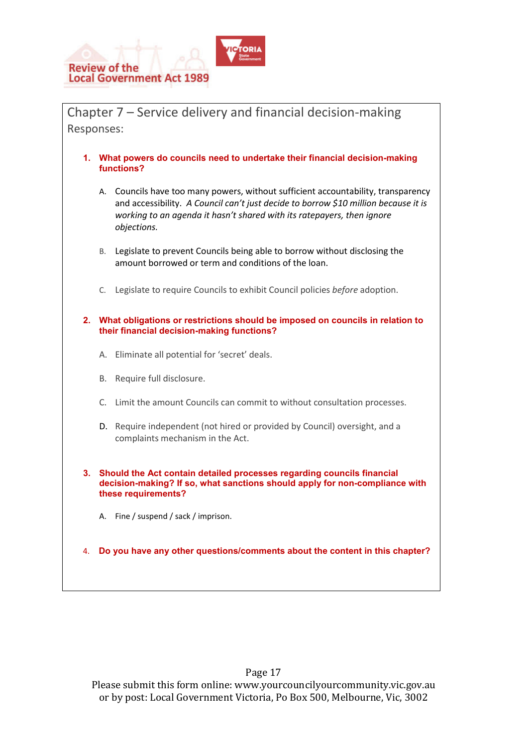## Chapter 7 – Service delivery and financial decision-making

Responses:

**1. What powers do councils need to undertake their financial decision-making functions?**

A. Councils have too many powers, without sufficient accountability, transparency and accessibility. *A Council can't just decide to borrow $10 million because it is working to an agenda it hasn't shared with its ratepayers, then ignore objections.*

B. Legislate to prevent Councils being able to borrow without disclosing the amount borrowed or term and conditions of the loan.

C. Legislate to require Councils to exhibit Council policies *before* adoption.

**2. What obligations or restrictions should be imposed on councils in relation to their financial decision-making functions?**

A. Eliminate all potential for 'secret' deals.

B. Require full disclosure.

C. Limit the amount Councils can commit to without consultation processes.

D. Require independent (not hired or provided by Council) oversight, and a complaints mechanism in the Act.

**3. Should the Act contain detailed processes regarding councils financial decision-making? If so, what sanctions should apply for non-compliance with these requirements?**

A. Fine / suspend / sack / imprison.

**4. Do you have any other questions/comments about the content in this chapter?**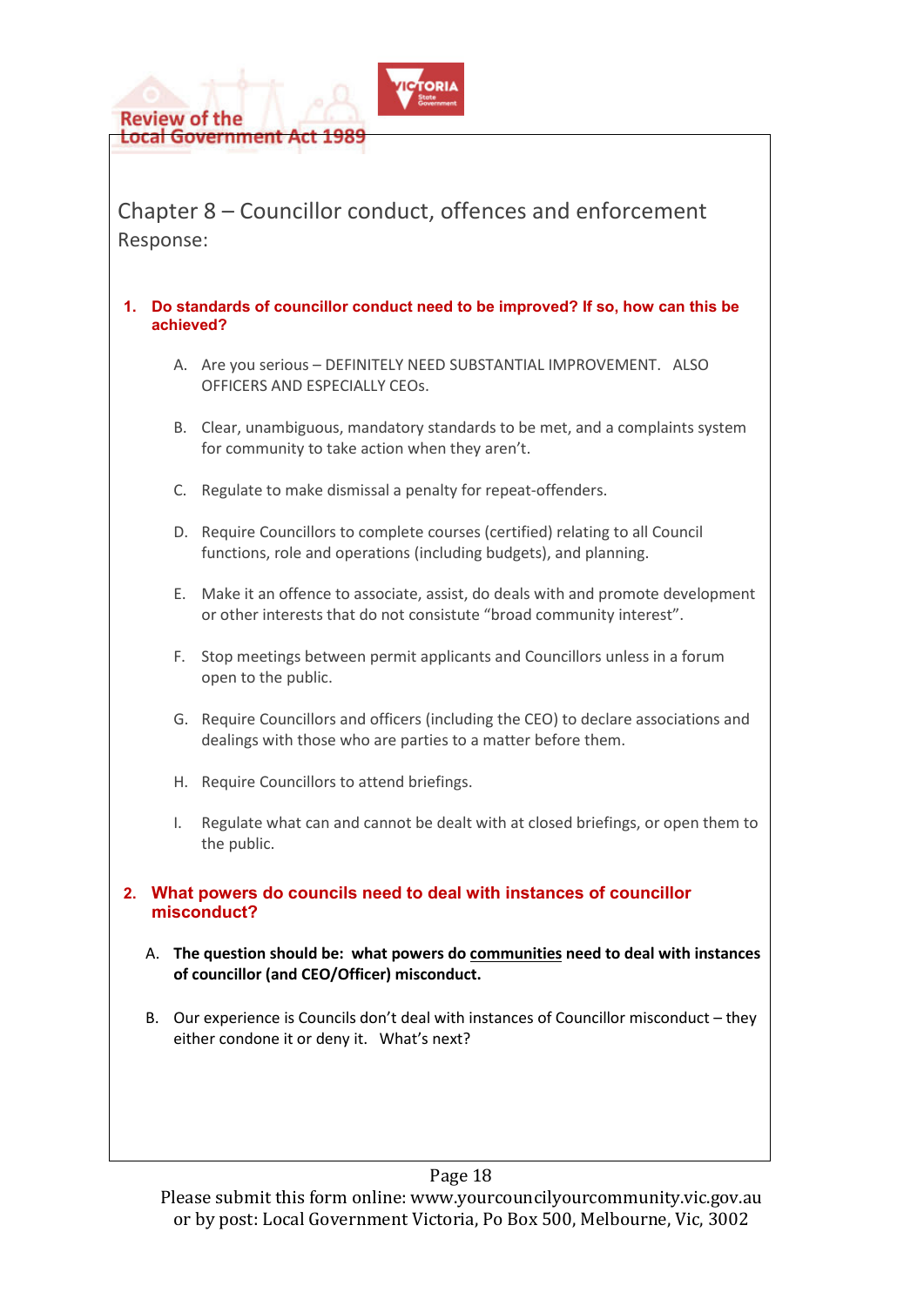## Chapter 8 – Councillor conduct, offences and enforcement

Response:

**1. Do standards of councillor conduct need to be improved? If so, how can this be achieved?**

A. Are you serious – DEFINITELY NEED SUBSTANTIAL IMPROVEMENT. ALSO OFFICERS AND ESPECIALLY CEOs.

B. Clear, unambiguous, mandatory standards to be met, and a complaints system for community to take action when they aren't.

C. Regulate to make dismissal a penalty for repeat-offenders.

D. Require Councillors to complete courses (certified) relating to all Council functions, role and operations (including budgets), and planning.

E. Make it an offence to associate, assist, do deals with and promote development or other interests that do not consistute "broad community interest".

F. Stop meetings between permit applicants and Councillors unless in a forum open to the public.

G. Require Councillors and officers (including the CEO) to declare associations and dealings with those who are parties to a matter before them.

H. Require Councillors to attend briefings.

I. Regulate what can and cannot be dealt with at closed briefings, or open them to the public.

**2. What powers do councils need to deal with instances of councillor misconduct?**

A. **The question should be: what powers do <u>communities</u> need to deal with instances of councillor (and CEO/Officer) misconduct.**

B. Our experience is Councils don't deal with instances of Councillor misconduct – they either condone it or deny it. What's next?

Please submit this form online: www.yourcouncilyourcommunity.vic.gov.au or by post: Local Government Victoria, Po Box 500, Melbourne, Vic, 3002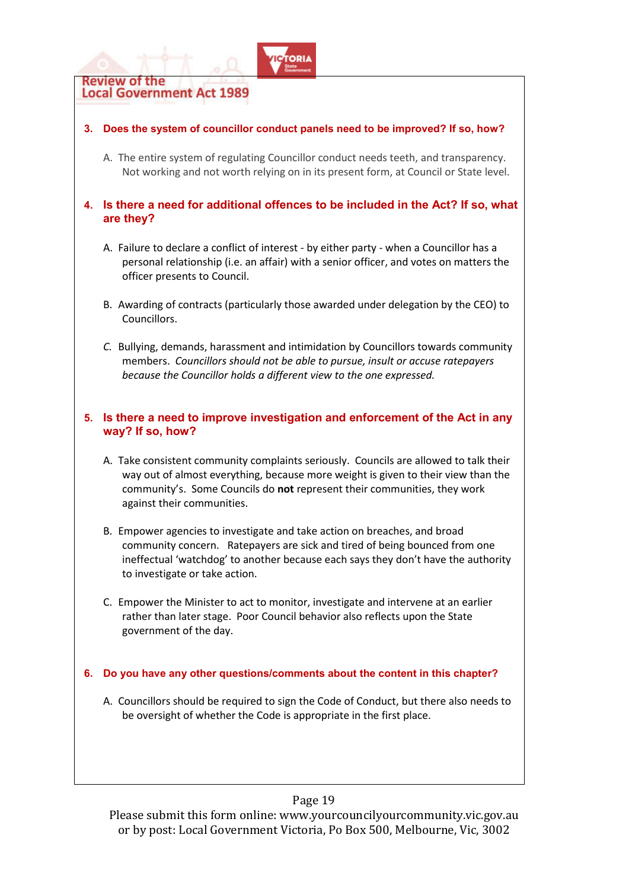### 3. Does the system of councillor conduct panels need to be improved? If so, how?

A. The entire system of regulating Councillor conduct needs teeth, and transparency. Not working and not worth relying on in its present form, at Council or State level.

### 4. Is there a need for additional offences to be included in the Act? If so, what are they?

A. Failure to declare a conflict of interest - by either party - when a Councillor has a personal relationship (i.e. an affair) with a senior officer, and votes on matters the officer presents to Council.

B. Awarding of contracts (particularly those awarded under delegation by the CEO) to Councillors.

C. Bullying, demands, harassment and intimidation by Councillors towards community members. *Councillors should not be able to pursue, insult or accuse ratepayers because the Councillor holds a different view to the one expressed.*

### 5. Is there a need to improve investigation and enforcement of the Act in any way? If so, how?

A. Take consistent community complaints seriously. Councils are allowed to talk their way out of almost everything, because more weight is given to their view than the community's. Some Councils do **not** represent their communities, they work against their communities.

B. Empower agencies to investigate and take action on breaches, and broad community concern. Ratepayers are sick and tired of being bounced from one ineffectual 'watchdog' to another because each says they don't have the authority to investigate or take action.

C. Empower the Minister to act to monitor, investigate and intervene at an earlier rather than later stage. Poor Council behavior also reflects upon the State government of the day.

### 6. Do you have any other questions/comments about the content in this chapter?

A. Councillors should be required to sign the Code of Conduct, but there also needs to be oversight of whether the Code is appropriate in the first place.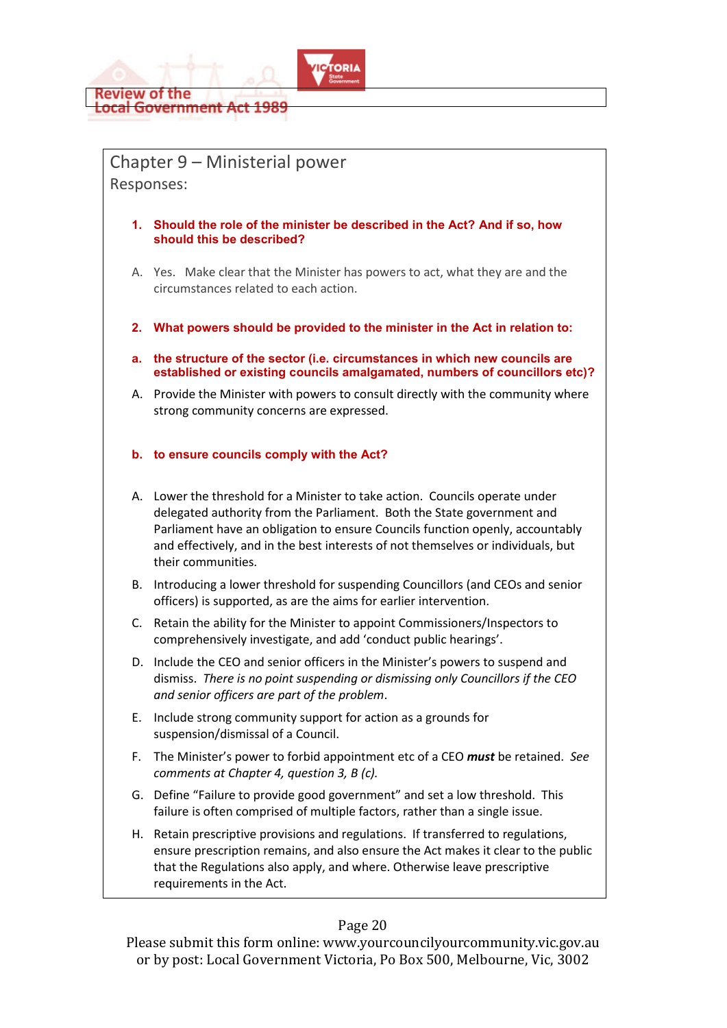## Chapter 9 – Ministerial power

Responses:

**1. Should the role of the minister be described in the Act? And if so, how should this be described?**

A. Yes. Make clear that the Minister has powers to act, what they are and the circumstances related to each action.

**2. What powers should be provided to the minister in the Act in relation to:**

**a. the structure of the sector (i.e. circumstances in which new councils are established or existing councils amalgamated, numbers of councillors etc)?**

A. Provide the Minister with powers to consult directly with the community where strong community concerns are expressed.

**b. to ensure councils comply with the Act?**

A. Lower the threshold for a Minister to take action. Councils operate under delegated authority from the Parliament. Both the State government and Parliament have an obligation to ensure Councils function openly, accountably and effectively, and in the best interests of not themselves or individuals, but their communities.

B. Introducing a lower threshold for suspending Councillors (and CEOs and senior officers) is supported, as are the aims for earlier intervention.

C. Retain the ability for the Minister to appoint Commissioners/Inspectors to comprehensively investigate, and add 'conduct public hearings'.

D. Include the CEO and senior officers in the Minister's powers to suspend and dismiss. *There is no point suspending or dismissing only Councillors if the CEO and senior officers are part of the problem*.

E. Include strong community support for action as a grounds for suspension/dismissal of a Council.

F. The Minister's power to forbid appointment etc of a CEO ***must*** be retained. *See comments at Chapter 4, question 3, B (c).*

G. Define "Failure to provide good government" and set a low threshold. This failure is often comprised of multiple factors, rather than a single issue.

H. Retain prescriptive provisions and regulations. If transferred to regulations, ensure prescription remains, and also ensure the Act makes it clear to the public that the Regulations also apply, and where. Otherwise leave prescriptive requirements in the Act.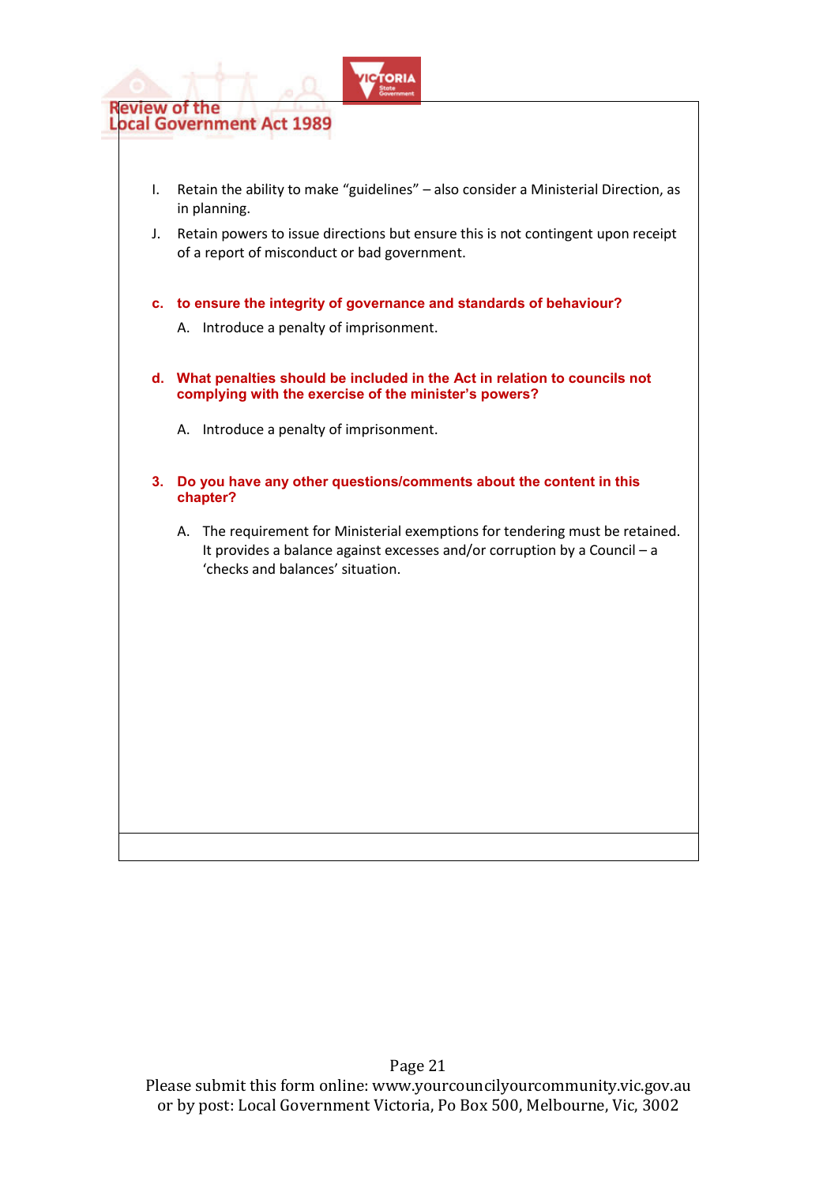I. Retain the ability to make "guidelines" – also consider a Ministerial Direction, as in planning.

J. Retain powers to issue directions but ensure this is not contingent upon receipt of a report of misconduct or bad government.

**c. to ensure the integrity of governance and standards of behaviour?**

A. Introduce a penalty of imprisonment.

**d. What penalties should be included in the Act in relation to councils not complying with the exercise of the minister's powers?**

A. Introduce a penalty of imprisonment.

**3. Do you have any other questions/comments about the content in this chapter?**

A. The requirement for Ministerial exemptions for tendering must be retained. It provides a balance against excesses and/or corruption by a Council – a 'checks and balances' situation.

Please submit this form online: www.yourcouncilyourcommunity.vic.gov.au
or by post: Local Government Victoria, Po Box 500, Melbourne, Vic, 3002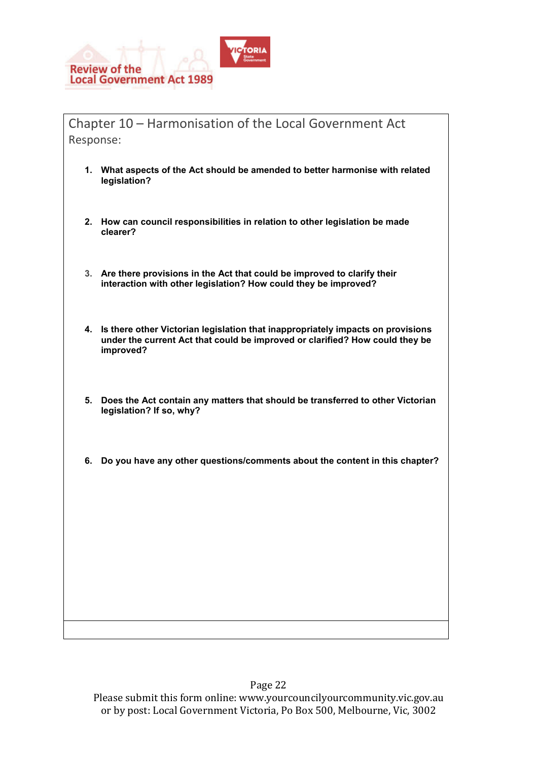# Chapter 10 – Harmonisation of the Local Government Act

Response:

1. **What aspects of the Act should be amended to better harmonise with related legislation?**

2. **How can council responsibilities in relation to other legislation be made clearer?**

3. **Are there provisions in the Act that could be improved to clarify their interaction with other legislation? How could they be improved?**

4. **Is there other Victorian legislation that inappropriately impacts on provisions under the current Act that could be improved or clarified? How could they be improved?**

5. **Does the Act contain any matters that should be transferred to other Victorian legislation? If so, why?**

6. **Do you have any other questions/comments about the content in this chapter?**

Please submit this form online: www.yourcouncilyourcommunity.vic.gov.au
or by post: Local Government Victoria, Po Box 500, Melbourne, Vic, 3002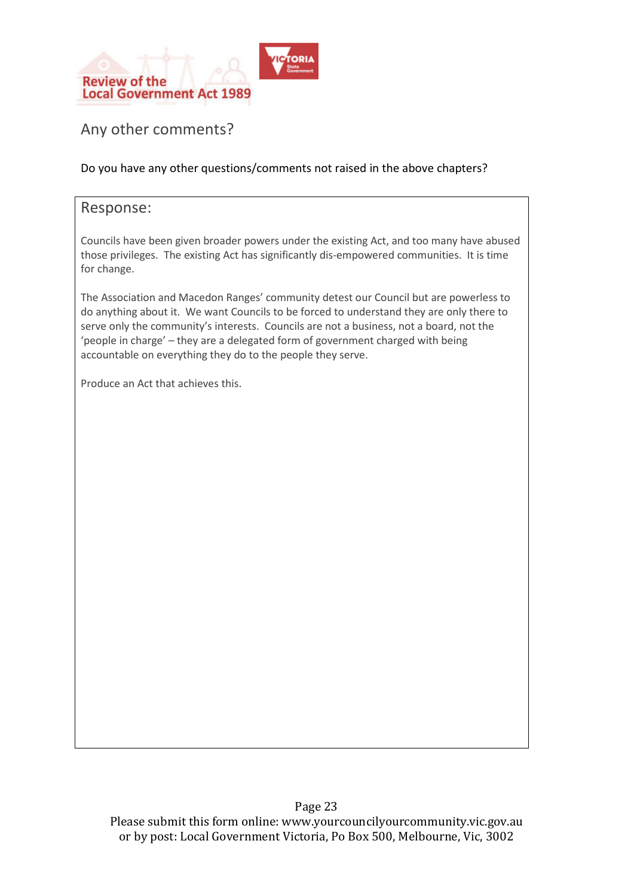## Any other comments?

Do you have any other questions/comments not raised in the above chapters?

### Response:

Councils have been given broader powers under the existing Act, and too many have abused those privileges. The existing Act has significantly dis-empowered communities. It is time for change.

The Association and Macedon Ranges' community detest our Council but are powerless to do anything about it. We want Councils to be forced to understand they are only there to serve only the community's interests. Councils are not a business, not a board, not the 'people in charge' – they are a delegated form of government charged with being accountable on everything they do to the people they serve.

Produce an Act that achieves this.

Please submit this form online: www.yourcouncilyourcommunity.vic.gov.au
or by post: Local Government Victoria, Po Box 500, Melbourne, Vic, 3002